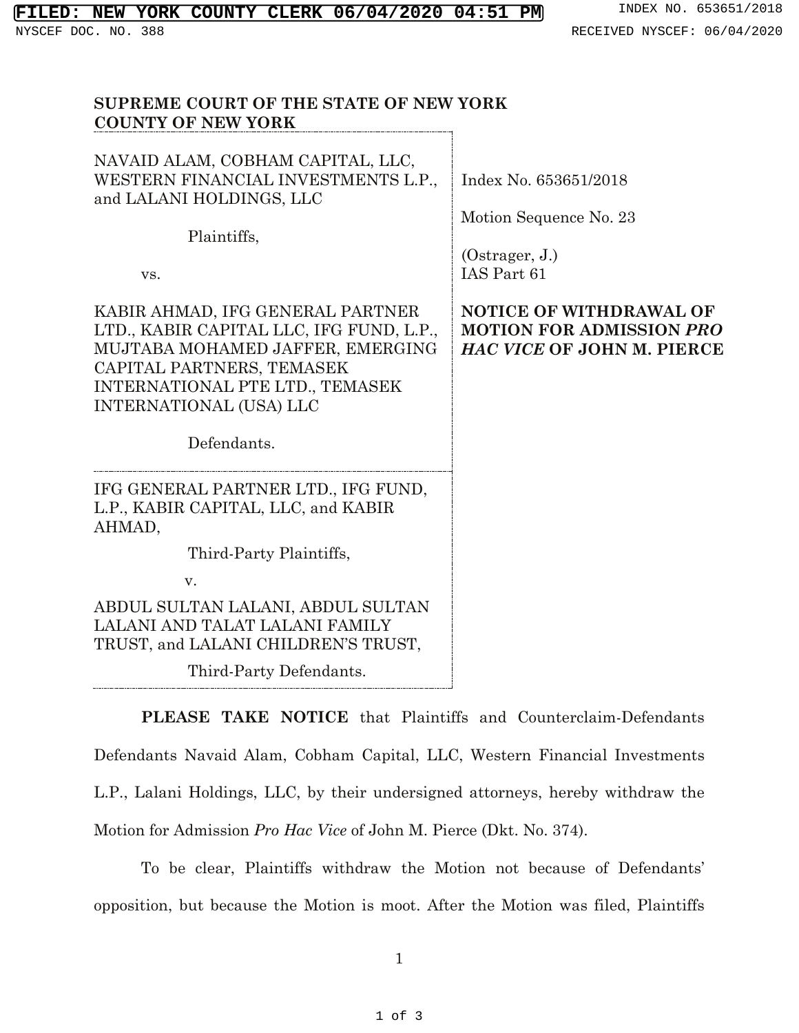**SUPREME COURT OF THE STATE OF NEW YORK**
**COUNTY OF NEW YORK**

NAVAID ALAM, COBHAM CAPITAL, LLC, WESTERN FINANCIAL INVESTMENTS L.P., and LALANI HOLDINGS, LLC

Plaintiffs,

vs.

KABIR AHMAD, IFG GENERAL PARTNER LTD., KABIR CAPITAL LLC, IFG FUND, L.P., MUJTABA MOHAMED JAFFER, EMERGING CAPITAL PARTNERS, TEMASEK INTERNATIONAL PTE LTD., TEMASEK INTERNATIONAL (USA) LLC

Defendants.

IFG GENERAL PARTNER LTD., IFG FUND, L.P., KABIR CAPITAL, LLC, and KABIR AHMAD,

Third-Party Plaintiffs,

v.

ABDUL SULTAN LALANI, ABDUL SULTAN LALANI AND TALAT LALANI FAMILY TRUST, and LALANI CHILDREN'S TRUST,

Third-Party Defendants.

Index No. 653651/2018

Motion Sequence No. 23

(Ostrager, J.)
IAS Part 61

**NOTICE OF WITHDRAWAL OF MOTION FOR ADMISSION *PRO HAC VICE* OF JOHN M. PIERCE**

**PLEASE TAKE NOTICE** that Plaintiffs and Counterclaim-Defendants Defendants Navaid Alam, Cobham Capital, LLC, Western Financial Investments L.P., Lalani Holdings, LLC, by their undersigned attorneys, hereby withdraw the Motion for Admission *Pro Hac Vice* of John M. Pierce (Dkt. No. 374).

To be clear, Plaintiffs withdraw the Motion not because of Defendants' opposition, but because the Motion is moot. After the Motion was filed, Plaintiffs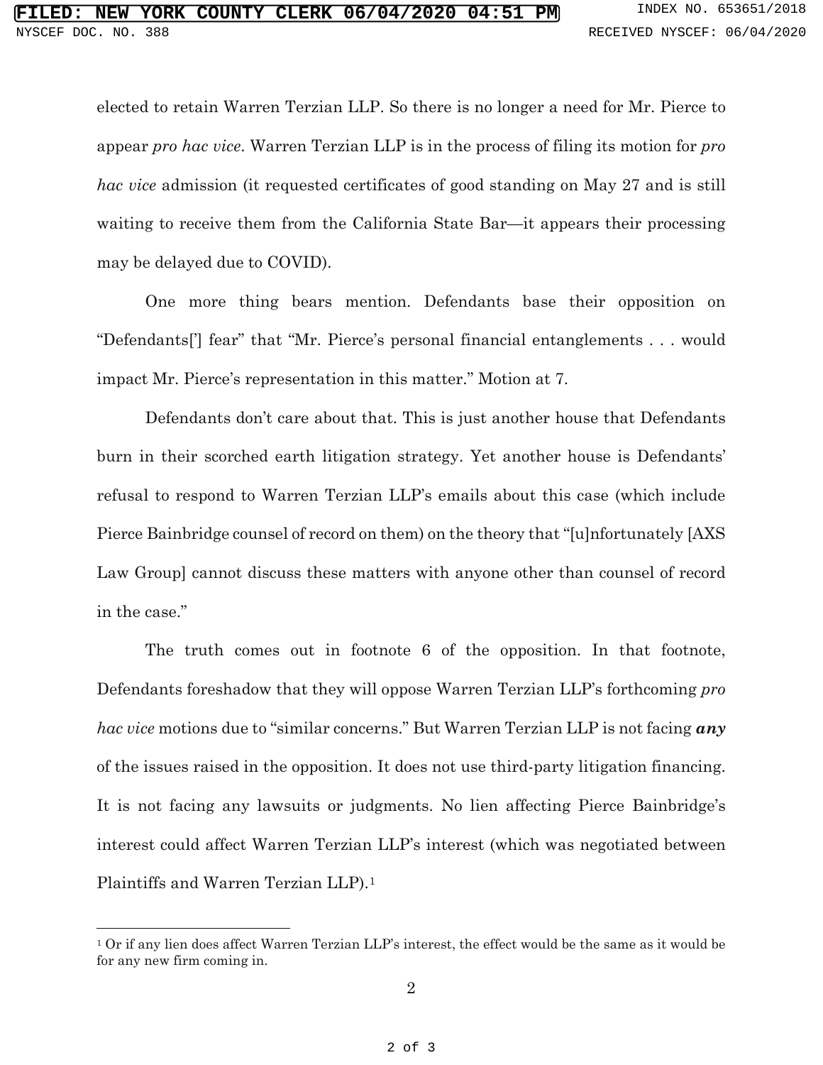elected to retain Warren Terzian LLP. So there is no longer a need for Mr. Pierce to appear *pro hac vice*. Warren Terzian LLP is in the process of filing its motion for *pro hac vice* admission (it requested certificates of good standing on May 27 and is still waiting to receive them from the California State Bar—it appears their processing may be delayed due to COVID).

One more thing bears mention. Defendants base their opposition on "Defendants['] fear" that "Mr. Pierce's personal financial entanglements . . . would impact Mr. Pierce's representation in this matter." Motion at 7.

Defendants don't care about that. This is just another house that Defendants burn in their scorched earth litigation strategy. Yet another house is Defendants' refusal to respond to Warren Terzian LLP's emails about this case (which include Pierce Bainbridge counsel of record on them) on the theory that "[u]nfortunately [AXS Law Group] cannot discuss these matters with anyone other than counsel of record in the case."

The truth comes out in footnote 6 of the opposition. In that footnote, Defendants foreshadow that they will oppose Warren Terzian LLP's forthcoming *pro hac vice* motions due to "similar concerns." But Warren Terzian LLP is not facing ***any*** of the issues raised in the opposition. It does not use third-party litigation financing. It is not facing any lawsuits or judgments. No lien affecting Pierce Bainbridge's interest could affect Warren Terzian LLP's interest (which was negotiated between Plaintiffs and Warren Terzian LLP).[1]

[1] Or if any lien does affect Warren Terzian LLP's interest, the effect would be the same as it would be for any new firm coming in.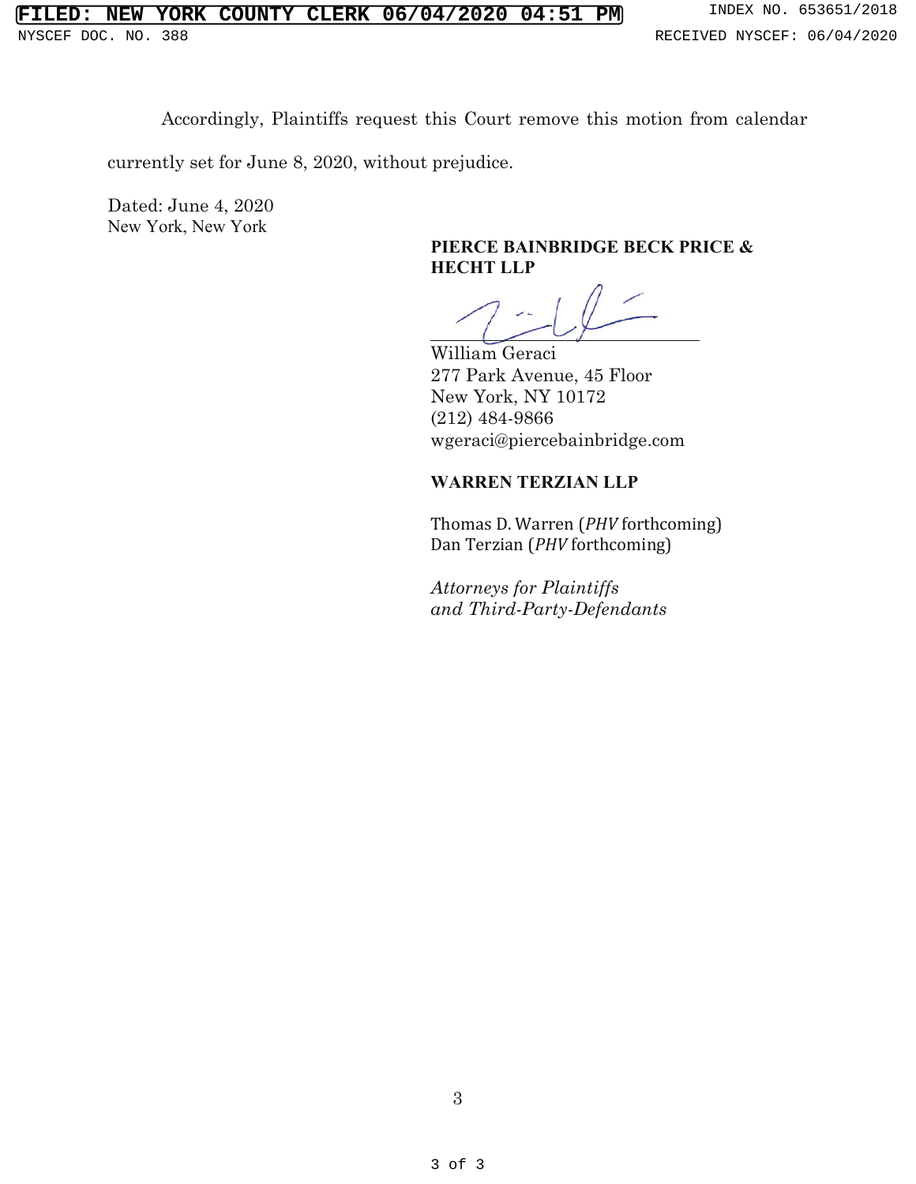Accordingly, Plaintiffs request this Court remove this motion from calendar currently set for June 8, 2020, without prejudice.

Dated: June 4, 2020
New York, New York

**PIERCE BAINBRIDGE BECK PRICE & HECHT LLP**

\_\_\_\_\_\_\_\_\_\_\_\_\_\_\_\_\_\_\_\_\_\_\_\_\_\_\_\_\_\_
William Geraci
277 Park Avenue, 45 Floor
New York, NY 10172
(212) 484-9866
wgeraci@piercebainbridge.com

**WARREN TERZIAN LLP**

Thomas D. Warren (*PHV* forthcoming)
Dan Terzian (*PHV* forthcoming)

*Attorneys for Plaintiffs and Third-Party-Defendants*